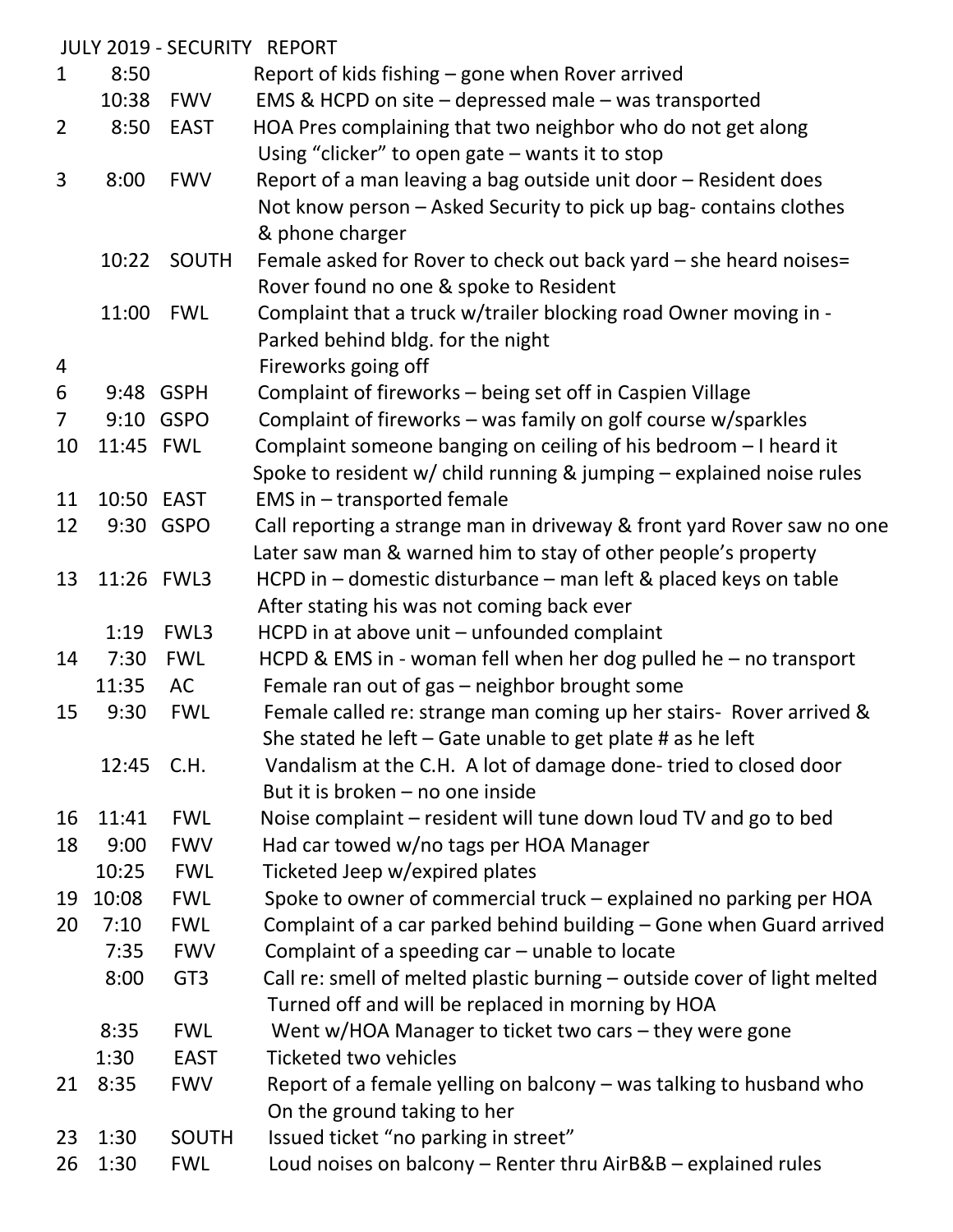JULY 2019 - SECURITY REPORT

| Day | Time | Location | Description |
| --- | --- | --- | --- |
| 1 | 8:50 | | Report of kids fishing – gone when Rover arrived |
| | 10:38 | FWV | EMS & HCPD on site – depressed male – was transported |
| 2 | 8:50 | EAST | HOA Pres complaining that two neighbor who do not get along Using "clicker" to open gate – wants it to stop |
| 3 | 8:00 | FWV | Report of a man leaving a bag outside unit door – Resident does Not know person – Asked Security to pick up bag- contains clothes & phone charger |
| | 10:22 | SOUTH | Female asked for Rover to check out back yard – she heard noises= Rover found no one & spoke to Resident |
| | 11:00 | FWL | Complaint that a truck w/trailer blocking road Owner moving in - Parked behind bldg. for the night |
| 4 | | | Fireworks going off |
| 6 | 9:48 | GSPH | Complaint of fireworks – being set off in Caspien Village |
| 7 | 9:10 | GSPO | Complaint of fireworks – was family on golf course w/sparkles |
| 10 | 11:45 | FWL | Complaint someone banging on ceiling of his bedroom – I heard it Spoke to resident w/ child running & jumping – explained noise rules |
| 11 | 10:50 | EAST | EMS in – transported female |
| 12 | 9:30 | GSPO | Call reporting a strange man in driveway & front yard Rover saw no one Later saw man & warned him to stay of other people's property |
| 13 | 11:26 | FWL3 | HCPD in – domestic disturbance – man left & placed keys on table After stating his was not coming back ever |
| | 1:19 | FWL3 | HCPD in at above unit – unfounded complaint |
| 14 | 7:30 | FWL | HCPD & EMS in - woman fell when her dog pulled he – no transport |
| | 11:35 | AC | Female ran out of gas – neighbor brought some |
| 15 | 9:30 | FWL | Female called re: strange man coming up her stairs- Rover arrived & She stated he left – Gate unable to get plate # as he left |
| | 12:45 | C.H. | Vandalism at the C.H. A lot of damage done- tried to closed door But it is broken – no one inside |
| 16 | 11:41 | FWL | Noise complaint – resident will tune down loud TV and go to bed |
| 18 | 9:00 | FWV | Had car towed w/no tags per HOA Manager |
| | 10:25 | FWL | Ticketed Jeep w/expired plates |
| 19 | 10:08 | FWL | Spoke to owner of commercial truck – explained no parking per HOA |
| 20 | 7:10 | FWL | Complaint of a car parked behind building – Gone when Guard arrived |
| | 7:35 | FWV | Complaint of a speeding car – unable to locate |
| | 8:00 | GT3 | Call re: smell of melted plastic burning – outside cover of light melted Turned off and will be replaced in morning by HOA |
| | 8:35 | FWL | Went w/HOA Manager to ticket two cars – they were gone |
| | 1:30 | EAST | Ticketed two vehicles |
| 21 | 8:35 | FWV | Report of a female yelling on balcony – was talking to husband who On the ground taking to her |
| 23 | 1:30 | SOUTH | Issued ticket "no parking in street" |
| 26 | 1:30 | FWL | Loud noises on balcony – Renter thru AirB&B – explained rules |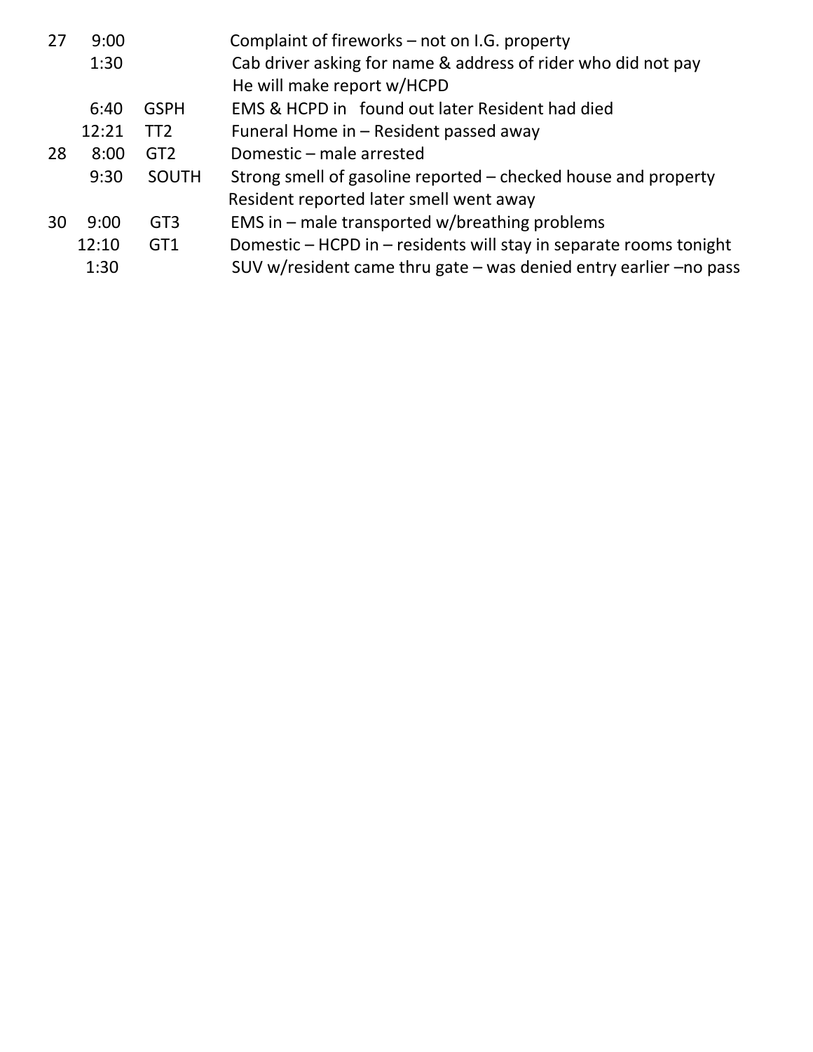| | | | |
|---|---|---|---|
| 27 | 9:00 | | Complaint of fireworks – not on I.G. property |
| | 1:30 | | Cab driver asking for name & address of rider who did not pay He will make report w/HCPD |
| | 6:40 | GSPH | EMS & HCPD in found out later Resident had died |
| | 12:21 | TT2 | Funeral Home in – Resident passed away |
| 28 | 8:00 | GT2 | Domestic – male arrested |
| | 9:30 | SOUTH | Strong smell of gasoline reported – checked house and property Resident reported later smell went away |
| 30 | 9:00 | GT3 | EMS in – male transported w/breathing problems |
| | 12:10 | GT1 | Domestic – HCPD in – residents will stay in separate rooms tonight |
| | 1:30 | | SUV w/resident came thru gate – was denied entry earlier –no pass |